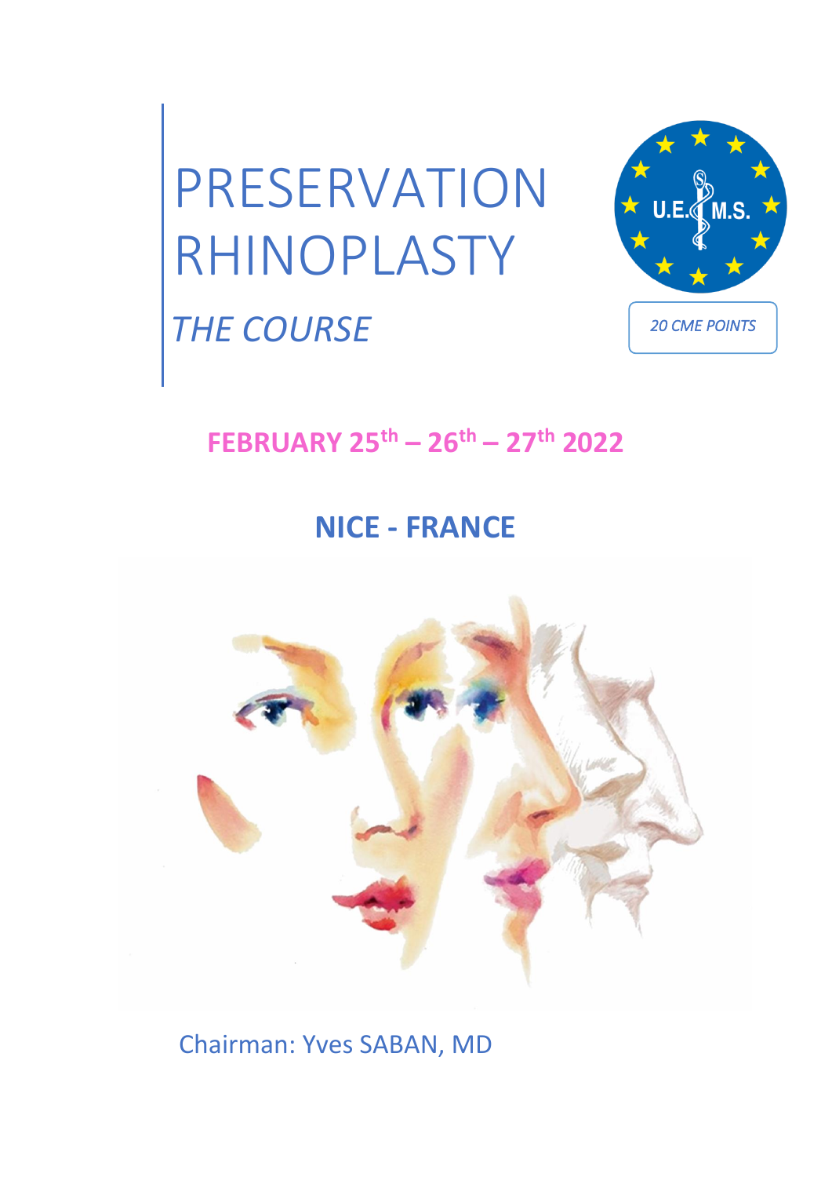# PRESERVATION RHINOPLASTY

## *THE COURSE*

U.E.M.S.

*20 CME POINTS*

## **FEBRUARY 25th – 26th – 27th 2022**

## **NICE - FRANCE**

Chairman: Yves SABAN, MD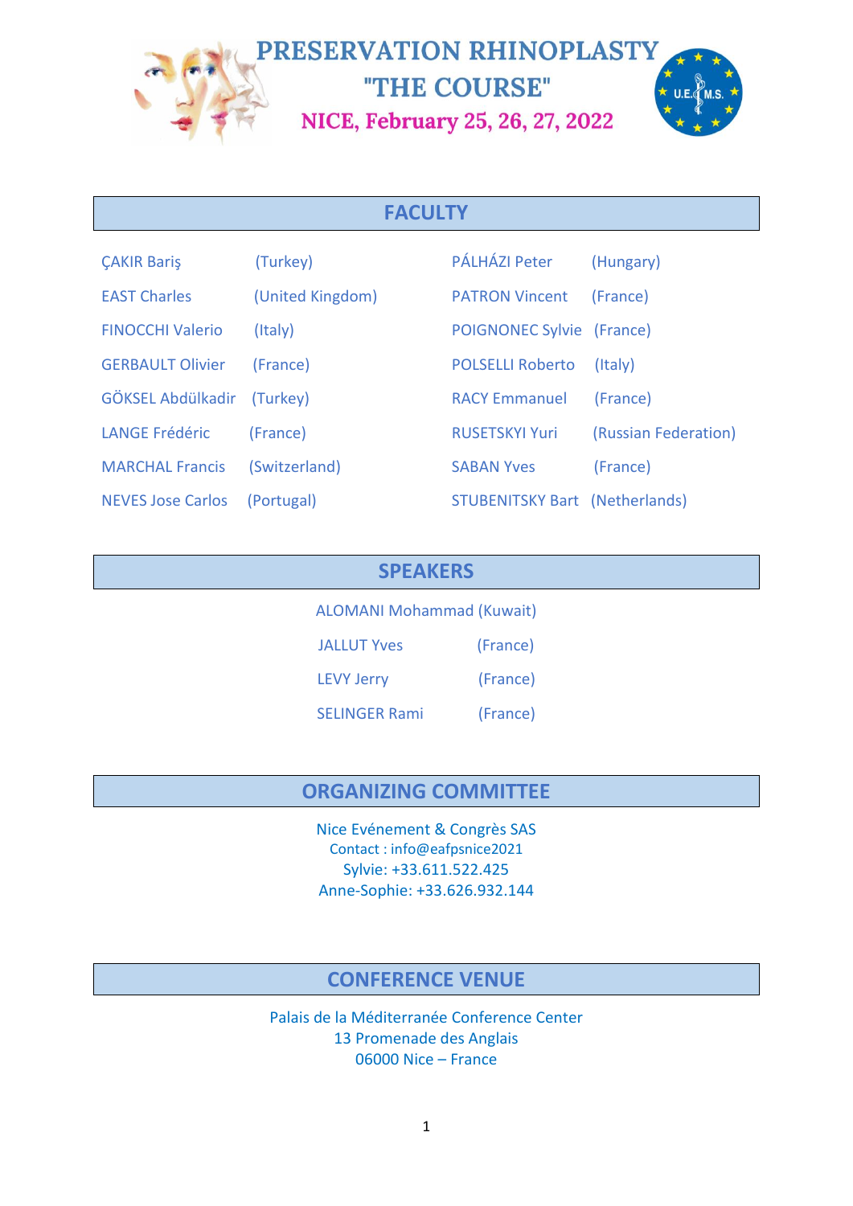# PRESERVATION RHINOPLASTY

## "THE COURSE"

**NICE, February 25, 26, 27, 2022**

## FACULTY

| | | | |
|---|---|---|---|
| ÇAKIR Bariş | (Turkey) | PÁLHÁZI Peter | (Hungary) |
| EAST Charles | (United Kingdom) | PATRON Vincent | (France) |
| FINOCCHI Valerio | (Italy) | POIGNONEC Sylvie | (France) |
| GERBAULT Olivier | (France) | POLSELLI Roberto | (Italy) |
| GÖKSEL Abdülkadir | (Turkey) | RACY Emmanuel | (France) |
| LANGE Frédéric | (France) | RUSETSKYI Yuri | (Russian Federation) |
| MARCHAL Francis | (Switzerland) | SABAN Yves | (France) |
| NEVES Jose Carlos | (Portugal) | STUBENITSKY Bart | (Netherlands) |

## SPEAKERS

| | |
|---|---|
| ALOMANI Mohammad | (Kuwait) |
| JALLUT Yves | (France) |
| LEVY Jerry | (France) |
| SELINGER Rami | (France) |

## ORGANIZING COMMITTEE

Nice Evénement & Congrès SAS
Contact : info@eafpsnice2021
Sylvie: +33.611.522.425
Anne-Sophie: +33.626.932.144

## CONFERENCE VENUE

Palais de la Méditerranée Conference Center
13 Promenade des Anglais
06000 Nice – France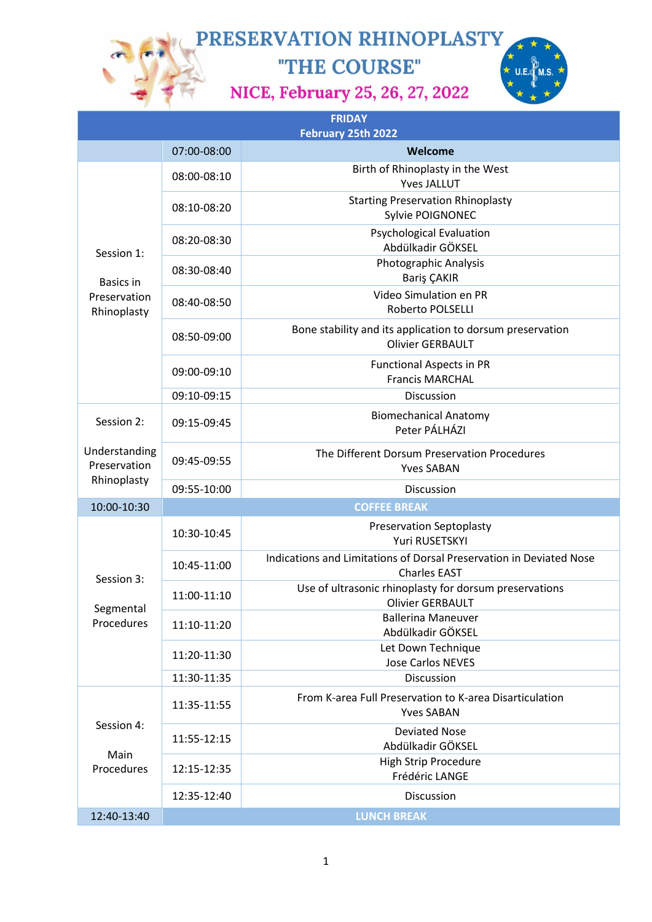# PRESERVATION RHINOPLASTY

## "THE COURSE"

### NICE, February 25, 26, 27, 2022

| FRIDAY February 25th 2022 | | |
|---|---|---|
| | 07:00-08:00 | **Welcome** |
| Session 1: Basics in Preservation Rhinoplasty | 08:00-08:10 | Birth of Rhinoplasty in the West<br>Yves JALLUT |
| | 08:10-08:20 | Starting Preservation Rhinoplasty<br>Sylvie POIGNONEC |
| | 08:20-08:30 | Psychological Evaluation<br>Abdülkadir GÖKSEL |
| | 08:30-08:40 | Photographic Analysis<br>Bariş ÇAKIR |
| | 08:40-08:50 | Video Simulation en PR<br>Roberto POLSELLI |
| | 08:50-09:00 | Bone stability and its application to dorsum preservation<br>Olivier GERBAULT |
| | 09:00-09:10 | Functional Aspects in PR<br>Francis MARCHAL |
| | 09:10-09:15 | Discussion |
| Session 2: Understanding Preservation Rhinoplasty | 09:15-09:45 | Biomechanical Anatomy<br>Peter PÁLHÁZI |
| | 09:45-09:55 | The Different Dorsum Preservation Procedures<br>Yves SABAN |
| | 09:55-10:00 | Discussion |
| 10:00-10:30 | | **COFFEE BREAK** |
| Session 3: Segmental Procedures | 10:30-10:45 | Preservation Septoplasty<br>Yuri RUSETSKYI |
| | 10:45-11:00 | Indications and Limitations of Dorsal Preservation in Deviated Nose<br>Charles EAST |
| | 11:00-11:10 | Use of ultrasonic rhinoplasty for dorsum preservations<br>Olivier GERBAULT |
| | 11:10-11:20 | Ballerina Maneuver<br>Abdülkadir GÖKSEL |
| | 11:20-11:30 | Let Down Technique<br>Jose Carlos NEVES |
| | 11:30-11:35 | Discussion |
| Session 4: Main Procedures | 11:35-11:55 | From K-area Full Preservation to K-area Disarticulation<br>Yves SABAN |
| | 11:55-12:15 | Deviated Nose<br>Abdülkadir GÖKSEL |
| | 12:15-12:35 | High Strip Procedure<br>Frédéric LANGE |
| | 12:35-12:40 | Discussion |
| 12:40-13:40 | | **LUNCH BREAK** |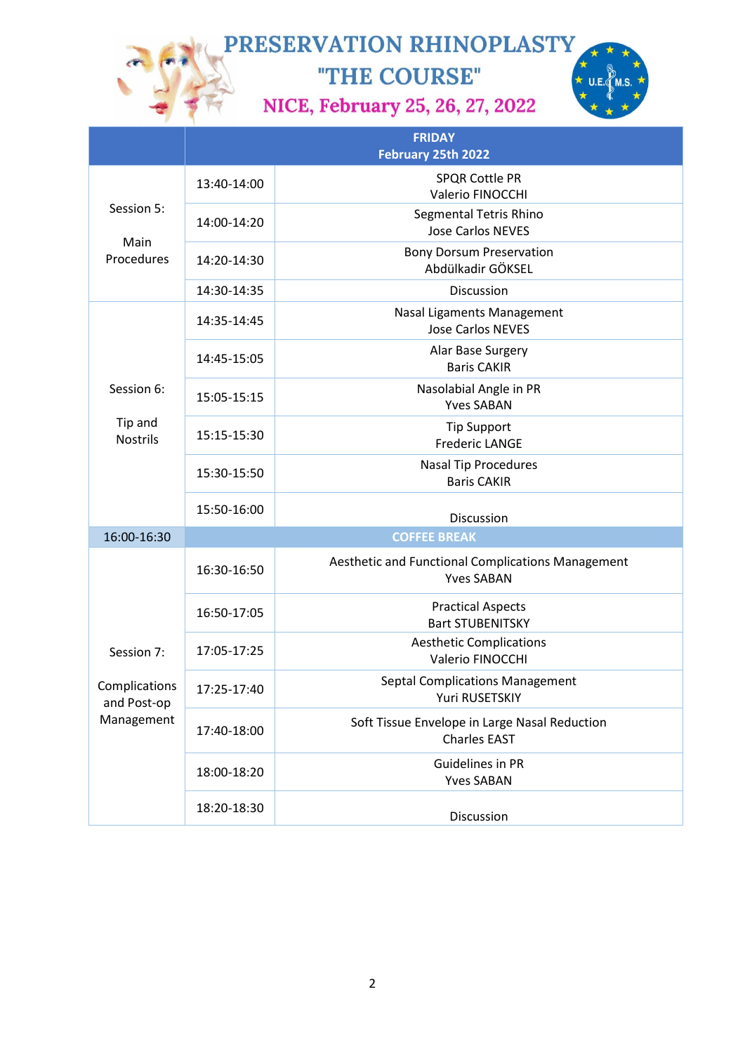# PRESERVATION RHINOPLASTY

## "THE COURSE"

### NICE, February 25, 26, 27, 2022

| | | FRIDAY February 25th 2022 |
|---|---|---|
| Session 5: Main Procedures | 13:40-14:00 | SPQR Cottle PR Valerio FINOCCHI |
| | 14:00-14:20 | Segmental Tetris Rhino Jose Carlos NEVES |
| | 14:20-14:30 | Bony Dorsum Preservation Abdülkadir GÖKSEL |
| | 14:30-14:35 | Discussion |
| Session 6: Tip and Nostrils | 14:35-14:45 | Nasal Ligaments Management Jose Carlos NEVES |
| | 14:45-15:05 | Alar Base Surgery Baris CAKIR |
| | 15:05-15:15 | Nasolabial Angle in PR Yves SABAN |
| | 15:15-15:30 | Tip Support Frederic LANGE |
| | 15:30-15:50 | Nasal Tip Procedures Baris CAKIR |
| | 15:50-16:00 | Discussion |
| 16:00-16:30 | | COFFEE BREAK |
| Session 7: Complications and Post-op Management | 16:30-16:50 | Aesthetic and Functional Complications Management Yves SABAN |
| | 16:50-17:05 | Practical Aspects Bart STUBENITSKY |
| | 17:05-17:25 | Aesthetic Complications Valerio FINOCCHI |
| | 17:25-17:40 | Septal Complications Management Yuri RUSETSKIY |
| | 17:40-18:00 | Soft Tissue Envelope in Large Nasal Reduction Charles EAST |
| | 18:00-18:20 | Guidelines in PR Yves SABAN |
| | 18:20-18:30 | Discussion |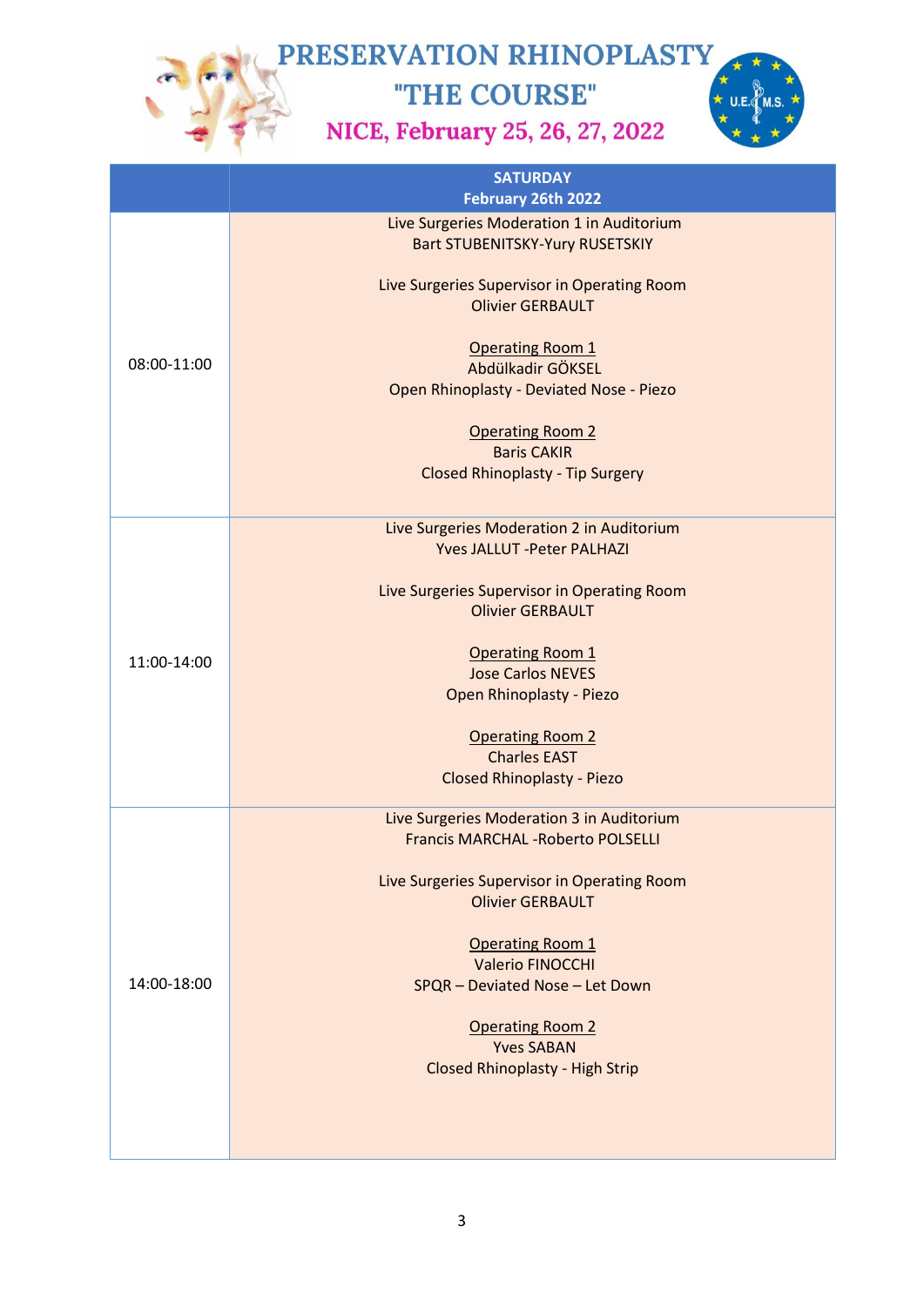# PRESERVATION RHINOPLASTY
# "THE COURSE"
## NICE, February 25, 26, 27, 2022

| | SATURDAY<br>February 26th 2022 |
|---|---|
| 08:00-11:00 | Live Surgeries Moderation 1 in Auditorium<br>Bart STUBENITSKY-Yury RUSETSKIY<br><br>Live Surgeries Supervisor in Operating Room<br>Olivier GERBAULT<br><br>Operating Room 1<br>Abdülkadir GÖKSEL<br>Open Rhinoplasty - Deviated Nose - Piezo<br><br>Operating Room 2<br>Baris CAKIR<br>Closed Rhinoplasty - Tip Surgery |
| 11:00-14:00 | Live Surgeries Moderation 2 in Auditorium<br>Yves JALLUT -Peter PALHAZI<br><br>Live Surgeries Supervisor in Operating Room<br>Olivier GERBAULT<br><br>Operating Room 1<br>Jose Carlos NEVES<br>Open Rhinoplasty - Piezo<br><br>Operating Room 2<br>Charles EAST<br>Closed Rhinoplasty - Piezo |
| 14:00-18:00 | Live Surgeries Moderation 3 in Auditorium<br>Francis MARCHAL -Roberto POLSELLI<br><br>Live Surgeries Supervisor in Operating Room<br>Olivier GERBAULT<br><br>Operating Room 1<br>Valerio FINOCCHI<br>SPQR – Deviated Nose – Let Down<br><br>Operating Room 2<br>Yves SABAN<br>Closed Rhinoplasty - High Strip |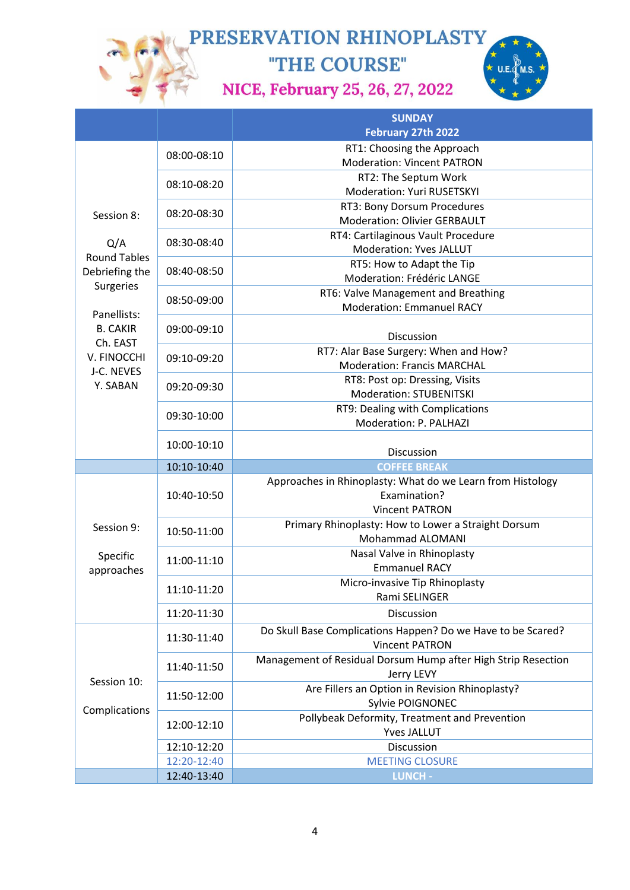# PRESERVATION RHINOPLASTY

## "THE COURSE"

### NICE, February 25, 26, 27, 2022

| | | SUNDAY<br>February 27th 2022 |
|---|---|---|
| Session 8:<br><br>Q/A<br>Round Tables<br>Debriefing the Surgeries<br><br>Panellists:<br>B. CAKIR<br>Ch. EAST<br>V. FINOCCHI<br>J-C. NEVES<br>Y. SABAN | 08:00-08:10 | RT1: Choosing the Approach<br>Moderation: Vincent PATRON |
| | 08:10-08:20 | RT2: The Septum Work<br>Moderation: Yuri RUSETSKYI |
| | 08:20-08:30 | RT3: Bony Dorsum Procedures<br>Moderation: Olivier GERBAULT |
| | 08:30-08:40 | RT4: Cartilaginous Vault Procedure<br>Moderation: Yves JALLUT |
| | 08:40-08:50 | RT5: How to Adapt the Tip<br>Moderation: Frédéric LANGE |
| | 08:50-09:00 | RT6: Valve Management and Breathing<br>Moderation: Emmanuel RACY |
| | 09:00-09:10 | Discussion |
| | 09:10-09:20 | RT7: Alar Base Surgery: When and How?<br>Moderation: Francis MARCHAL |
| | 09:20-09:30 | RT8: Post op: Dressing, Visits<br>Moderation: STUBENITSKI |
| | 09:30-10:00 | RT9: Dealing with Complications<br>Moderation: P. PALHAZI |
| | 10:00-10:10 | Discussion |
| | 10:10-10:40 | COFFEE BREAK |
| Session 9:<br><br>Specific approaches | 10:40-10:50 | Approaches in Rhinoplasty: What do we Learn from Histology Examination?<br>Vincent PATRON |
| | 10:50-11:00 | Primary Rhinoplasty: How to Lower a Straight Dorsum<br>Mohammad ALOMANI |
| | 11:00-11:10 | Nasal Valve in Rhinoplasty<br>Emmanuel RACY |
| | 11:10-11:20 | Micro-invasive Tip Rhinoplasty<br>Rami SELINGER |
| | 11:20-11:30 | Discussion |
| Session 10:<br><br>Complications | 11:30-11:40 | Do Skull Base Complications Happen? Do we Have to be Scared?<br>Vincent PATRON |
| | 11:40-11:50 | Management of Residual Dorsum Hump after High Strip Resection<br>Jerry LEVY |
| | 11:50-12:00 | Are Fillers an Option in Revision Rhinoplasty?<br>Sylvie POIGNONEC |
| | 12:00-12:10 | Pollybeak Deformity, Treatment and Prevention<br>Yves JALLUT |
| | 12:10-12:20 | Discussion |
| | 12:20-12:40 | MEETING CLOSURE |
| | 12:40-13:40 | LUNCH - |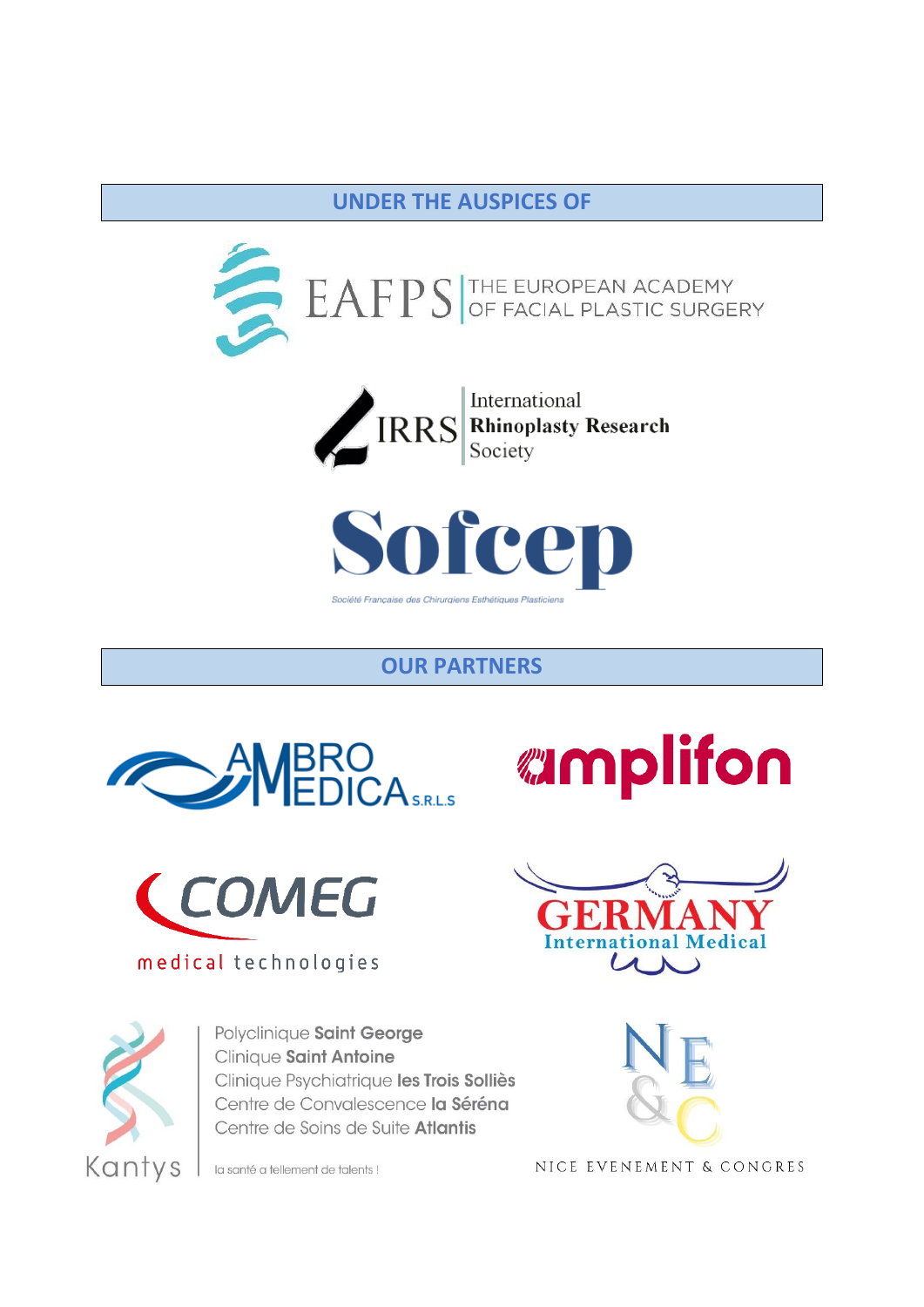## UNDER THE AUSPICES OF

EAFPS | THE EUROPEAN ACADEMY OF FACIAL PLASTIC SURGERY

IRRS | International **Rhinoplasty Research** Society

**Sofcep**

Société Française des Chirurgiens Esthétiques Plasticiens

## OUR PARTNERS

AMBRO MEDICA S.R.L.S

amplifon

COMEG

medical technologies

GERMANY

International Medical

Kantys

Polyclinique **Saint George**

Clinique **Saint Antoine**

Clinique Psychiatrique **les Trois Solliès**

Centre de Convalescence **la Séréna**

Centre de Soins de Suite **Atlantis**

la santé a tellement de talents !

NE&C

NICE EVENEMENT & CONGRES